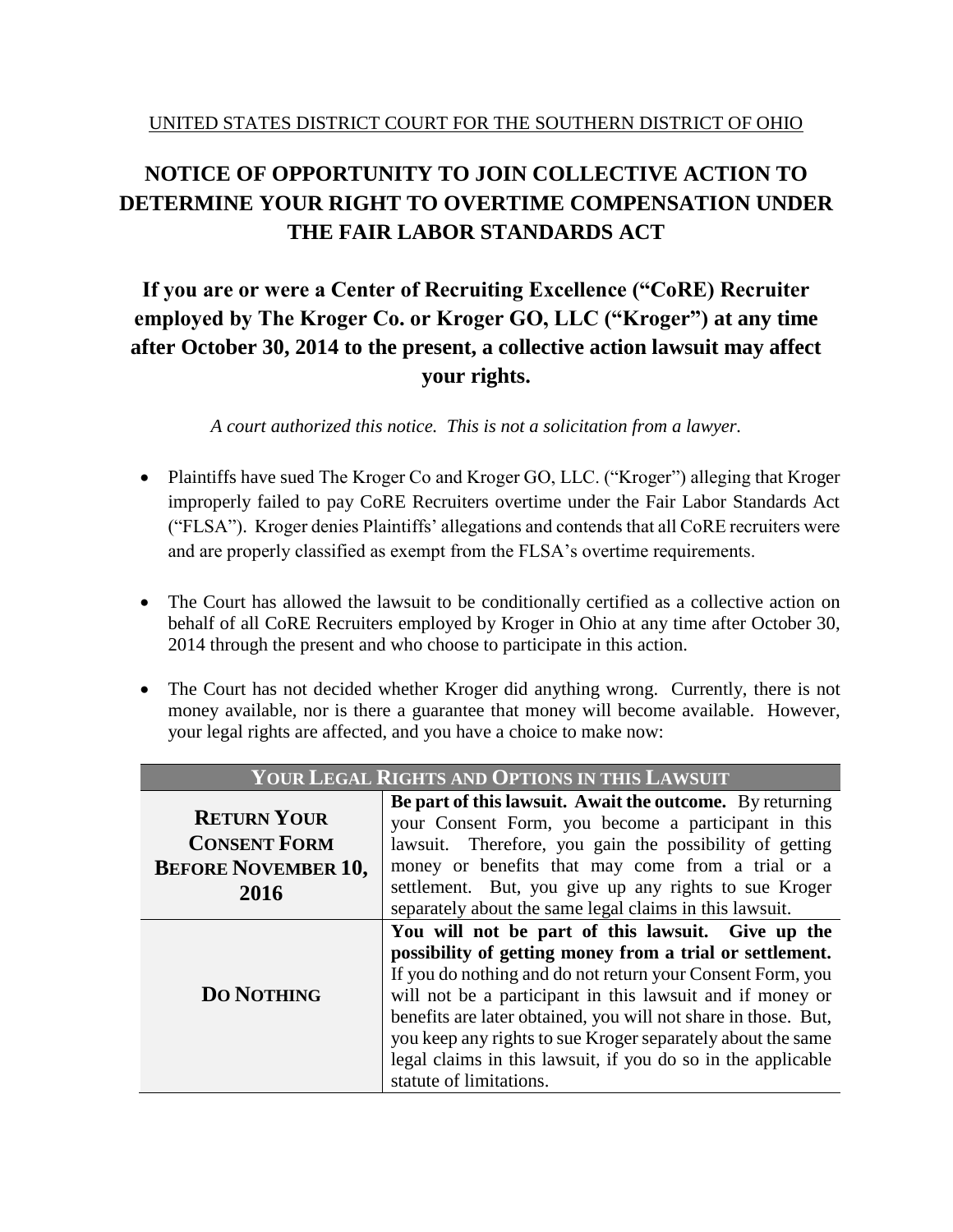UNITED STATES DISTRICT COURT FOR THE SOUTHERN DISTRICT OF OHIO

# NOTICE OF OPPORTUNITY TO JOIN COLLECTIVE ACTION TO DETERMINE YOUR RIGHT TO OVERTIME COMPENSATION UNDER THE FAIR LABOR STANDARDS ACT

## If you are or were a Center of Recruiting Excellence ("CoRE) Recruiter employed by The Kroger Co. or Kroger GO, LLC ("Kroger") at any time after October 30, 2014 to the present, a collective action lawsuit may affect your rights.

*A court authorized this notice. This is not a solicitation from a lawyer.*

- Plaintiffs have sued The Kroger Co and Kroger GO, LLC. ("Kroger") alleging that Kroger improperly failed to pay CoRE Recruiters overtime under the Fair Labor Standards Act ("FLSA"). Kroger denies Plaintiffs' allegations and contends that all CoRE recruiters were and are properly classified as exempt from the FLSA's overtime requirements.
- The Court has allowed the lawsuit to be conditionally certified as a collective action on behalf of all CoRE Recruiters employed by Kroger in Ohio at any time after October 30, 2014 through the present and who choose to participate in this action.
- The Court has not decided whether Kroger did anything wrong. Currently, there is not money available, nor is there a guarantee that money will become available. However, your legal rights are affected, and you have a choice to make now:

| YOUR LEGAL RIGHTS AND OPTIONS IN THIS LAWSUIT | |
|---|---|
| **RETURN YOUR CONSENT FORM BEFORE NOVEMBER 10, 2016** | **Be part of this lawsuit. Await the outcome.** By returning your Consent Form, you become a participant in this lawsuit. Therefore, you gain the possibility of getting money or benefits that may come from a trial or a settlement. But, you give up any rights to sue Kroger separately about the same legal claims in this lawsuit. |
| **DO NOTHING** | **You will not be part of this lawsuit. Give up the possibility of getting money from a trial or settlement.** If you do nothing and do not return your Consent Form, you will not be a participant in this lawsuit and if money or benefits are later obtained, you will not share in those. But, you keep any rights to sue Kroger separately about the same legal claims in this lawsuit, if you do so in the applicable statute of limitations. |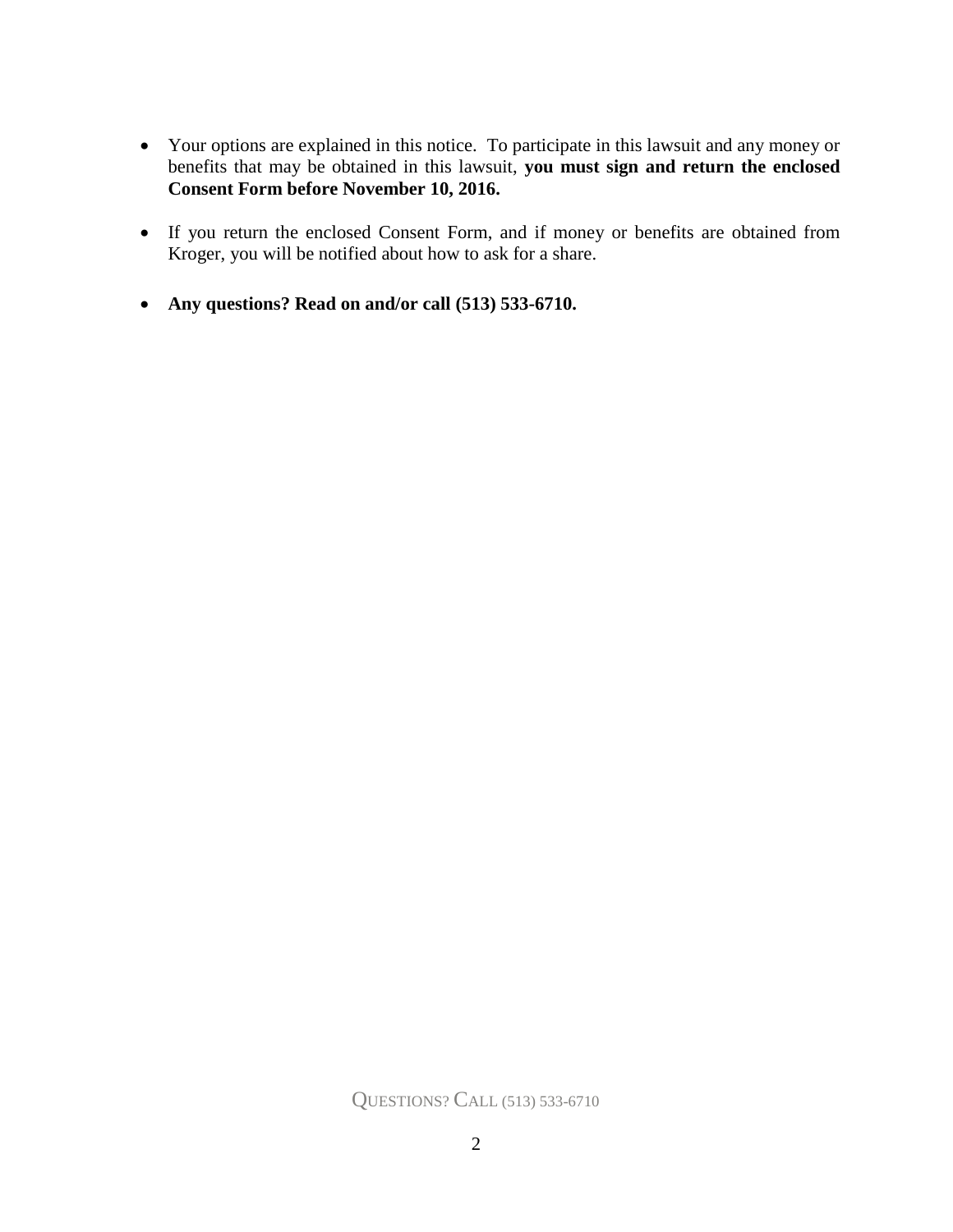- Your options are explained in this notice. To participate in this lawsuit and any money or benefits that may be obtained in this lawsuit, **you must sign and return the enclosed Consent Form before November 10, 2016.**

- If you return the enclosed Consent Form, and if money or benefits are obtained from Kroger, you will be notified about how to ask for a share.

- **Any questions? Read on and/or call (513) 533-6710.**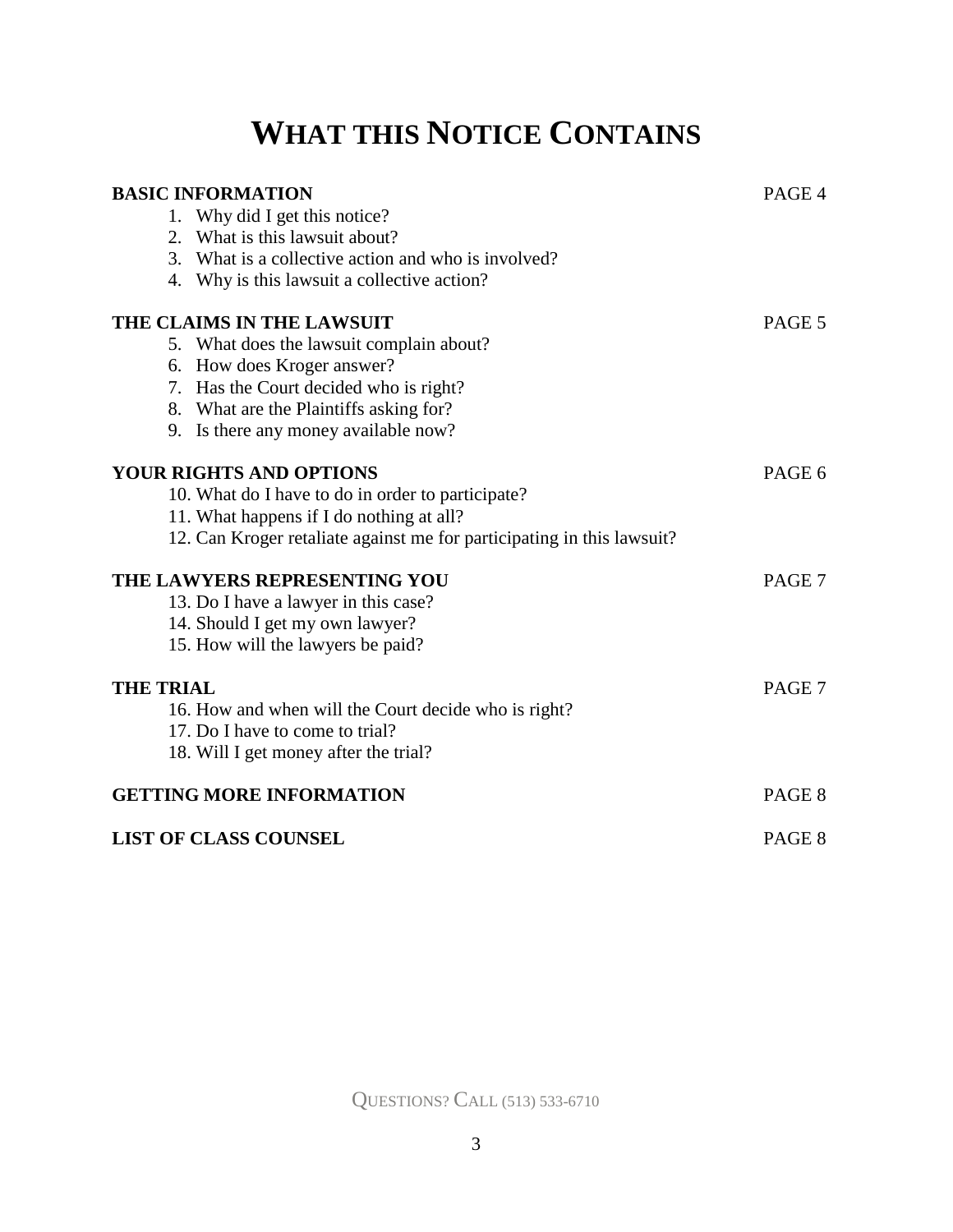# WHAT THIS NOTICE CONTAINS

**BASIC INFORMATION** PAGE 4

1. Why did I get this notice?
2. What is this lawsuit about?
3. What is a collective action and who is involved?
4. Why is this lawsuit a collective action?

**THE CLAIMS IN THE LAWSUIT** PAGE 5

5. What does the lawsuit complain about?
6. How does Kroger answer?
7. Has the Court decided who is right?
8. What are the Plaintiffs asking for?
9. Is there any money available now?

**YOUR RIGHTS AND OPTIONS** PAGE 6

10. What do I have to do in order to participate?
11. What happens if I do nothing at all?
12. Can Kroger retaliate against me for participating in this lawsuit?

**THE LAWYERS REPRESENTING YOU** PAGE 7

13. Do I have a lawyer in this case?
14. Should I get my own lawyer?
15. How will the lawyers be paid?

**THE TRIAL** PAGE 7

16. How and when will the Court decide who is right?
17. Do I have to come to trial?
18. Will I get money after the trial?

**GETTING MORE INFORMATION** PAGE 8

**LIST OF CLASS COUNSEL** PAGE 8

QUESTIONS? CALL (513) 533-6710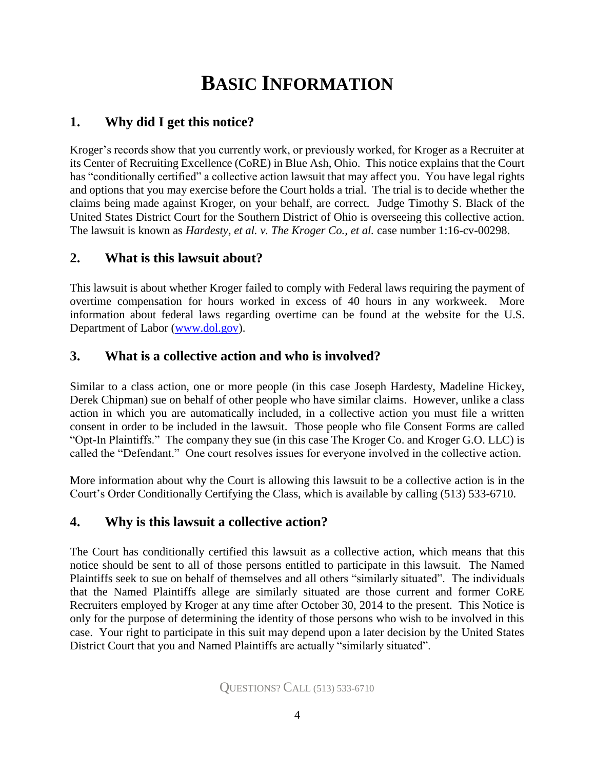# BASIC INFORMATION

## 1. Why did I get this notice?

Kroger's records show that you currently work, or previously worked, for Kroger as a Recruiter at its Center of Recruiting Excellence (CoRE) in Blue Ash, Ohio. This notice explains that the Court has "conditionally certified" a collective action lawsuit that may affect you. You have legal rights and options that you may exercise before the Court holds a trial. The trial is to decide whether the claims being made against Kroger, on your behalf, are correct. Judge Timothy S. Black of the United States District Court for the Southern District of Ohio is overseeing this collective action. The lawsuit is known as *Hardesty, et al. v. The Kroger Co., et al.* case number 1:16-cv-00298.

## 2. What is this lawsuit about?

This lawsuit is about whether Kroger failed to comply with Federal laws requiring the payment of overtime compensation for hours worked in excess of 40 hours in any workweek. More information about federal laws regarding overtime can be found at the website for the U.S. Department of Labor (www.dol.gov).

## 3. What is a collective action and who is involved?

Similar to a class action, one or more people (in this case Joseph Hardesty, Madeline Hickey, Derek Chipman) sue on behalf of other people who have similar claims. However, unlike a class action in which you are automatically included, in a collective action you must file a written consent in order to be included in the lawsuit. Those people who file Consent Forms are called "Opt-In Plaintiffs." The company they sue (in this case The Kroger Co. and Kroger G.O. LLC) is called the "Defendant." One court resolves issues for everyone involved in the collective action.

More information about why the Court is allowing this lawsuit to be a collective action is in the Court's Order Conditionally Certifying the Class, which is available by calling (513) 533-6710.

## 4. Why is this lawsuit a collective action?

The Court has conditionally certified this lawsuit as a collective action, which means that this notice should be sent to all of those persons entitled to participate in this lawsuit. The Named Plaintiffs seek to sue on behalf of themselves and all others "similarly situated". The individuals that the Named Plaintiffs allege are similarly situated are those current and former CoRE Recruiters employed by Kroger at any time after October 30, 2014 to the present. This Notice is only for the purpose of determining the identity of those persons who wish to be involved in this case. Your right to participate in this suit may depend upon a later decision by the United States District Court that you and Named Plaintiffs are actually "similarly situated".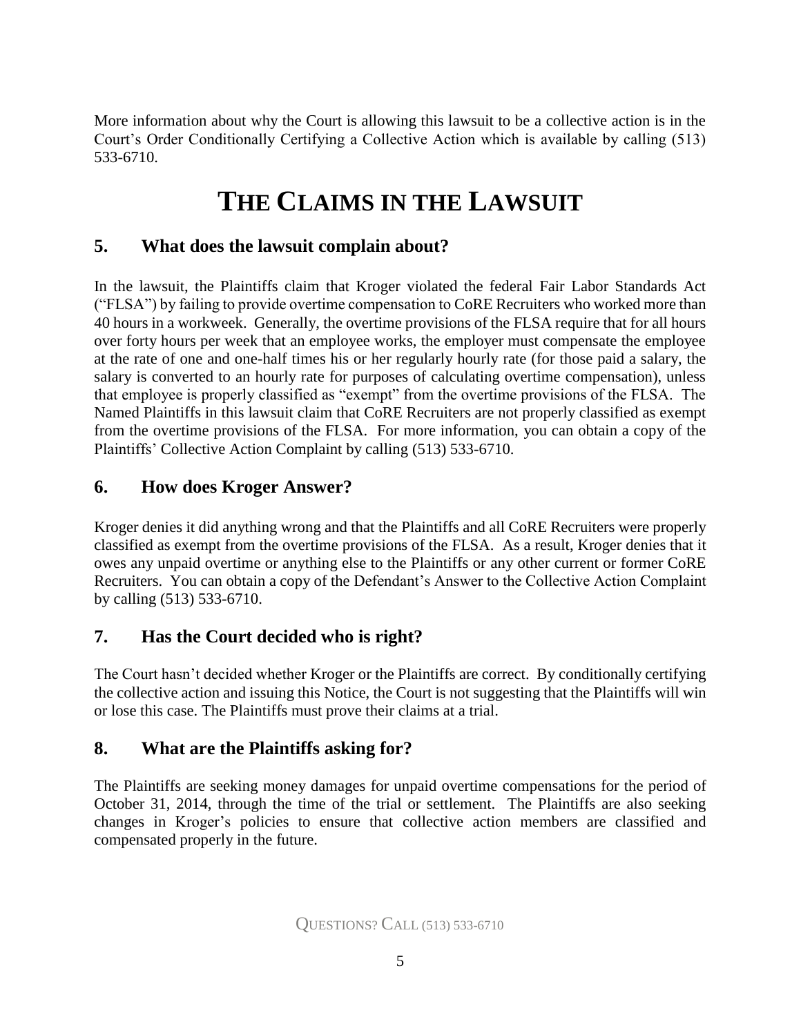More information about why the Court is allowing this lawsuit to be a collective action is in the Court's Order Conditionally Certifying a Collective Action which is available by calling (513) 533-6710.

# THE CLAIMS IN THE LAWSUIT

## 5. What does the lawsuit complain about?

In the lawsuit, the Plaintiffs claim that Kroger violated the federal Fair Labor Standards Act ("FLSA") by failing to provide overtime compensation to CoRE Recruiters who worked more than 40 hours in a workweek. Generally, the overtime provisions of the FLSA require that for all hours over forty hours per week that an employee works, the employer must compensate the employee at the rate of one and one-half times his or her regularly hourly rate (for those paid a salary, the salary is converted to an hourly rate for purposes of calculating overtime compensation), unless that employee is properly classified as "exempt" from the overtime provisions of the FLSA. The Named Plaintiffs in this lawsuit claim that CoRE Recruiters are not properly classified as exempt from the overtime provisions of the FLSA. For more information, you can obtain a copy of the Plaintiffs' Collective Action Complaint by calling (513) 533-6710.

## 6. How does Kroger Answer?

Kroger denies it did anything wrong and that the Plaintiffs and all CoRE Recruiters were properly classified as exempt from the overtime provisions of the FLSA. As a result, Kroger denies that it owes any unpaid overtime or anything else to the Plaintiffs or any other current or former CoRE Recruiters. You can obtain a copy of the Defendant's Answer to the Collective Action Complaint by calling (513) 533-6710.

## 7. Has the Court decided who is right?

The Court hasn't decided whether Kroger or the Plaintiffs are correct. By conditionally certifying the collective action and issuing this Notice, the Court is not suggesting that the Plaintiffs will win or lose this case. The Plaintiffs must prove their claims at a trial.

## 8. What are the Plaintiffs asking for?

The Plaintiffs are seeking money damages for unpaid overtime compensations for the period of October 31, 2014, through the time of the trial or settlement. The Plaintiffs are also seeking changes in Kroger's policies to ensure that collective action members are classified and compensated properly in the future.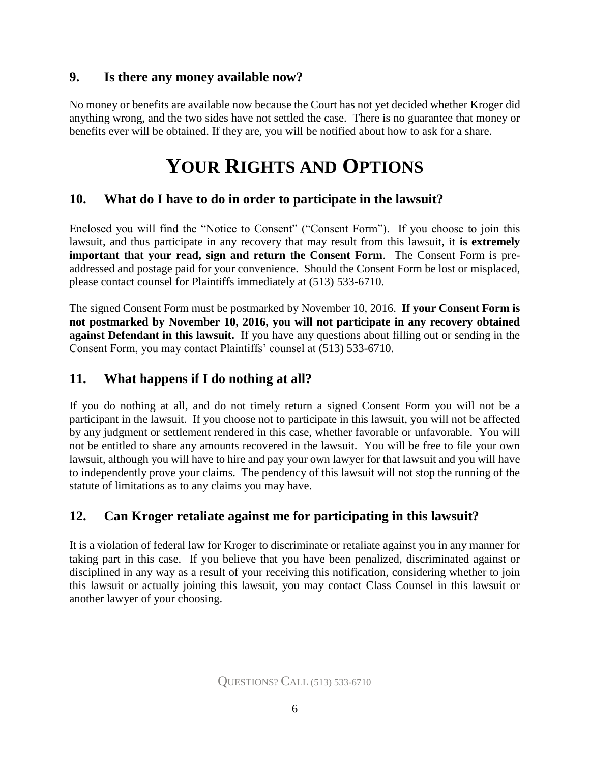## 9. Is there any money available now?

No money or benefits are available now because the Court has not yet decided whether Kroger did anything wrong, and the two sides have not settled the case. There is no guarantee that money or benefits ever will be obtained. If they are, you will be notified about how to ask for a share.

# YOUR RIGHTS AND OPTIONS

## 10. What do I have to do in order to participate in the lawsuit?

Enclosed you will find the "Notice to Consent" ("Consent Form"). If you choose to join this lawsuit, and thus participate in any recovery that may result from this lawsuit, it **is extremely important that your read, sign and return the Consent Form**. The Consent Form is pre-addressed and postage paid for your convenience. Should the Consent Form be lost or misplaced, please contact counsel for Plaintiffs immediately at (513) 533-6710.

The signed Consent Form must be postmarked by November 10, 2016. **If your Consent Form is not postmarked by November 10, 2016, you will not participate in any recovery obtained against Defendant in this lawsuit.** If you have any questions about filling out or sending in the Consent Form, you may contact Plaintiffs' counsel at (513) 533-6710.

## 11. What happens if I do nothing at all?

If you do nothing at all, and do not timely return a signed Consent Form you will not be a participant in the lawsuit. If you choose not to participate in this lawsuit, you will not be affected by any judgment or settlement rendered in this case, whether favorable or unfavorable. You will not be entitled to share any amounts recovered in the lawsuit. You will be free to file your own lawsuit, although you will have to hire and pay your own lawyer for that lawsuit and you will have to independently prove your claims. The pendency of this lawsuit will not stop the running of the statute of limitations as to any claims you may have.

## 12. Can Kroger retaliate against me for participating in this lawsuit?

It is a violation of federal law for Kroger to discriminate or retaliate against you in any manner for taking part in this case. If you believe that you have been penalized, discriminated against or disciplined in any way as a result of your receiving this notification, considering whether to join this lawsuit or actually joining this lawsuit, you may contact Class Counsel in this lawsuit or another lawyer of your choosing.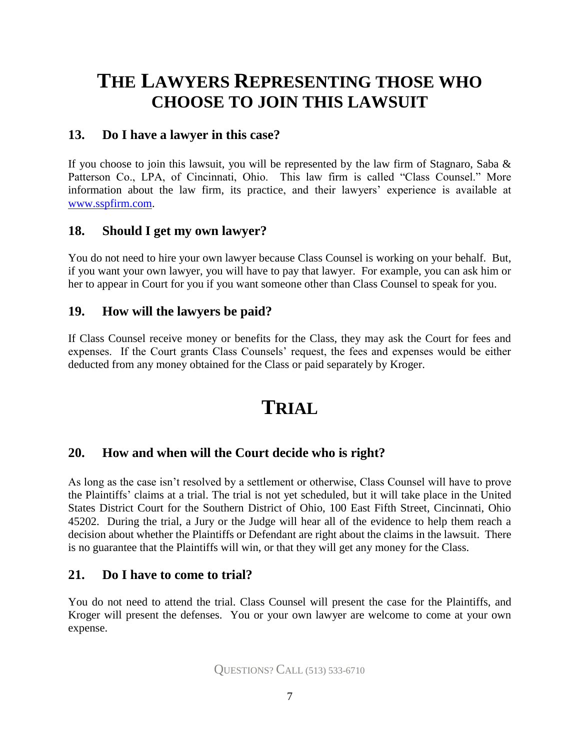# THE LAWYERS REPRESENTING THOSE WHO CHOOSE TO JOIN THIS LAWSUIT

## 13. Do I have a lawyer in this case?

If you choose to join this lawsuit, you will be represented by the law firm of Stagnaro, Saba & Patterson Co., LPA, of Cincinnati, Ohio. This law firm is called "Class Counsel." More information about the law firm, its practice, and their lawyers' experience is available at www.sspfirm.com.

## 18. Should I get my own lawyer?

You do not need to hire your own lawyer because Class Counsel is working on your behalf. But, if you want your own lawyer, you will have to pay that lawyer. For example, you can ask him or her to appear in Court for you if you want someone other than Class Counsel to speak for you.

## 19. How will the lawyers be paid?

If Class Counsel receive money or benefits for the Class, they may ask the Court for fees and expenses. If the Court grants Class Counsels' request, the fees and expenses would be either deducted from any money obtained for the Class or paid separately by Kroger.

# TRIAL

## 20. How and when will the Court decide who is right?

As long as the case isn't resolved by a settlement or otherwise, Class Counsel will have to prove the Plaintiffs' claims at a trial. The trial is not yet scheduled, but it will take place in the United States District Court for the Southern District of Ohio, 100 East Fifth Street, Cincinnati, Ohio 45202. During the trial, a Jury or the Judge will hear all of the evidence to help them reach a decision about whether the Plaintiffs or Defendant are right about the claims in the lawsuit. There is no guarantee that the Plaintiffs will win, or that they will get any money for the Class.

## 21. Do I have to come to trial?

You do not need to attend the trial. Class Counsel will present the case for the Plaintiffs, and Kroger will present the defenses. You or your own lawyer are welcome to come at your own expense.

QUESTIONS? CALL (513) 533-6710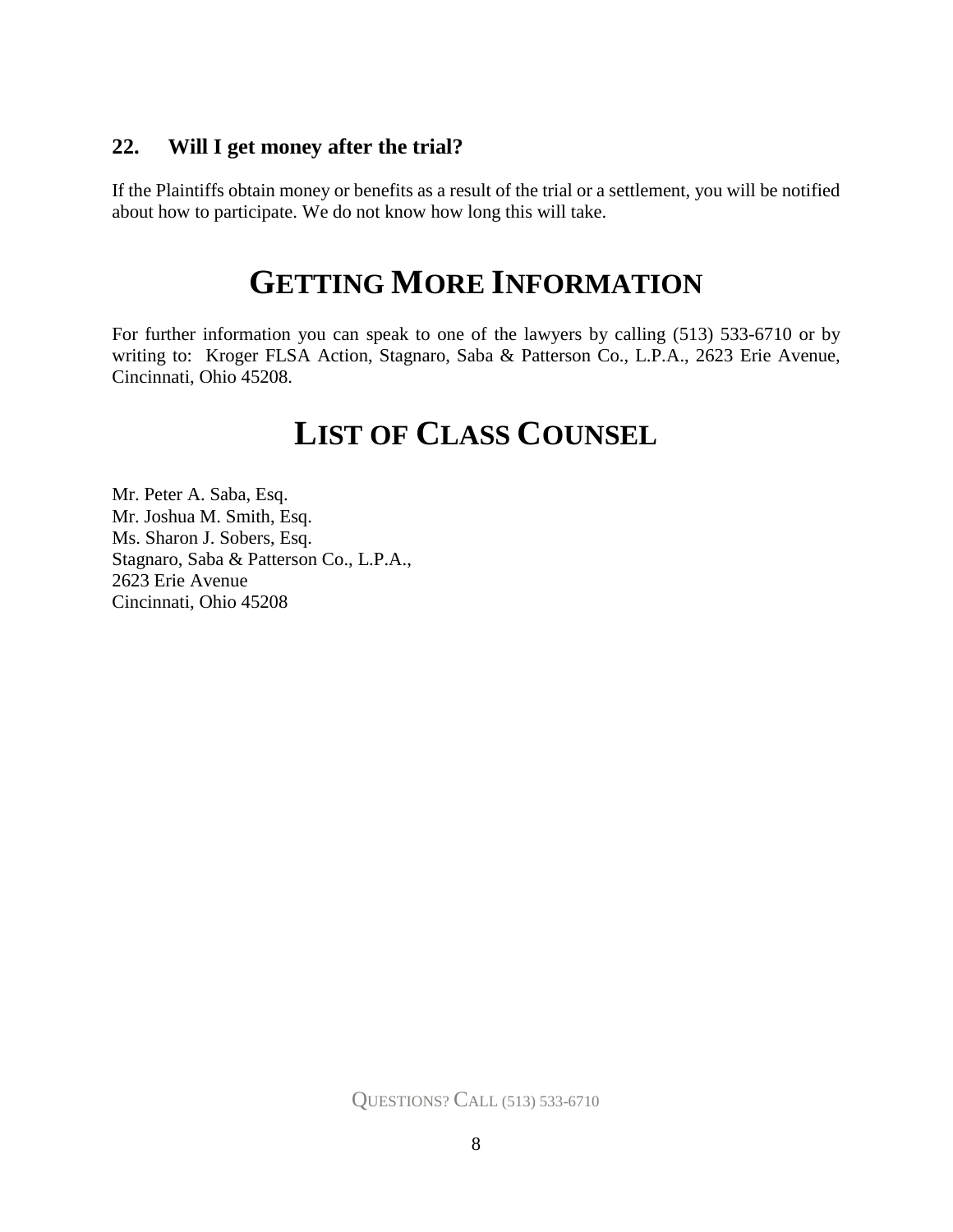### 22. Will I get money after the trial?

If the Plaintiffs obtain money or benefits as a result of the trial or a settlement, you will be notified about how to participate. We do not know how long this will take.

# GETTING MORE INFORMATION

For further information you can speak to one of the lawyers by calling (513) 533-6710 or by writing to: Kroger FLSA Action, Stagnaro, Saba & Patterson Co., L.P.A., 2623 Erie Avenue, Cincinnati, Ohio 45208.

# LIST OF CLASS COUNSEL

Mr. Peter A. Saba, Esq.
Mr. Joshua M. Smith, Esq.
Ms. Sharon J. Sobers, Esq.
Stagnaro, Saba & Patterson Co., L.P.A.,
2623 Erie Avenue
Cincinnati, Ohio 45208